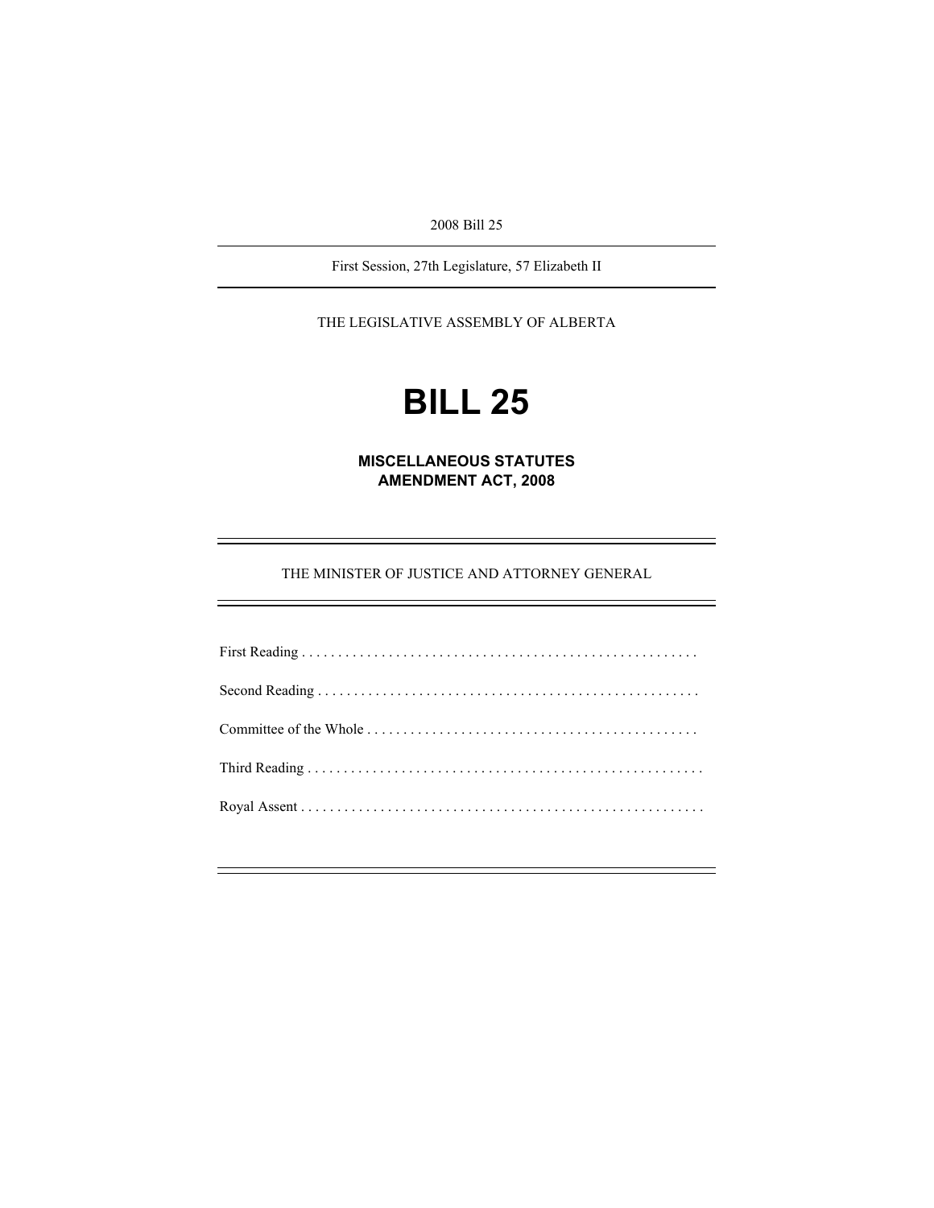2008 Bill 25

---

First Session, 27th Legislature, 57 Elizabeth II

---

THE LEGISLATIVE ASSEMBLY OF ALBERTA

# BILL 25

## MISCELLANEOUS STATUTES AMENDMENT ACT, 2008

---

THE MINISTER OF JUSTICE AND ATTORNEY GENERAL

---

First Reading . . . . . . . . . . . . . . . . . . . . . . . . . . . . . . . . . . . . . . . . . . . . . . . . . . . . . . .

Second Reading . . . . . . . . . . . . . . . . . . . . . . . . . . . . . . . . . . . . . . . . . . . . . . . . . . . .

Committee of the Whole . . . . . . . . . . . . . . . . . . . . . . . . . . . . . . . . . . . . . . . . . . . . .

Third Reading . . . . . . . . . . . . . . . . . . . . . . . . . . . . . . . . . . . . . . . . . . . . . . . . . . . . . . .

Royal Assent . . . . . . . . . . . . . . . . . . . . . . . . . . . . . . . . . . . . . . . . . . . . . . . . . . . . . . .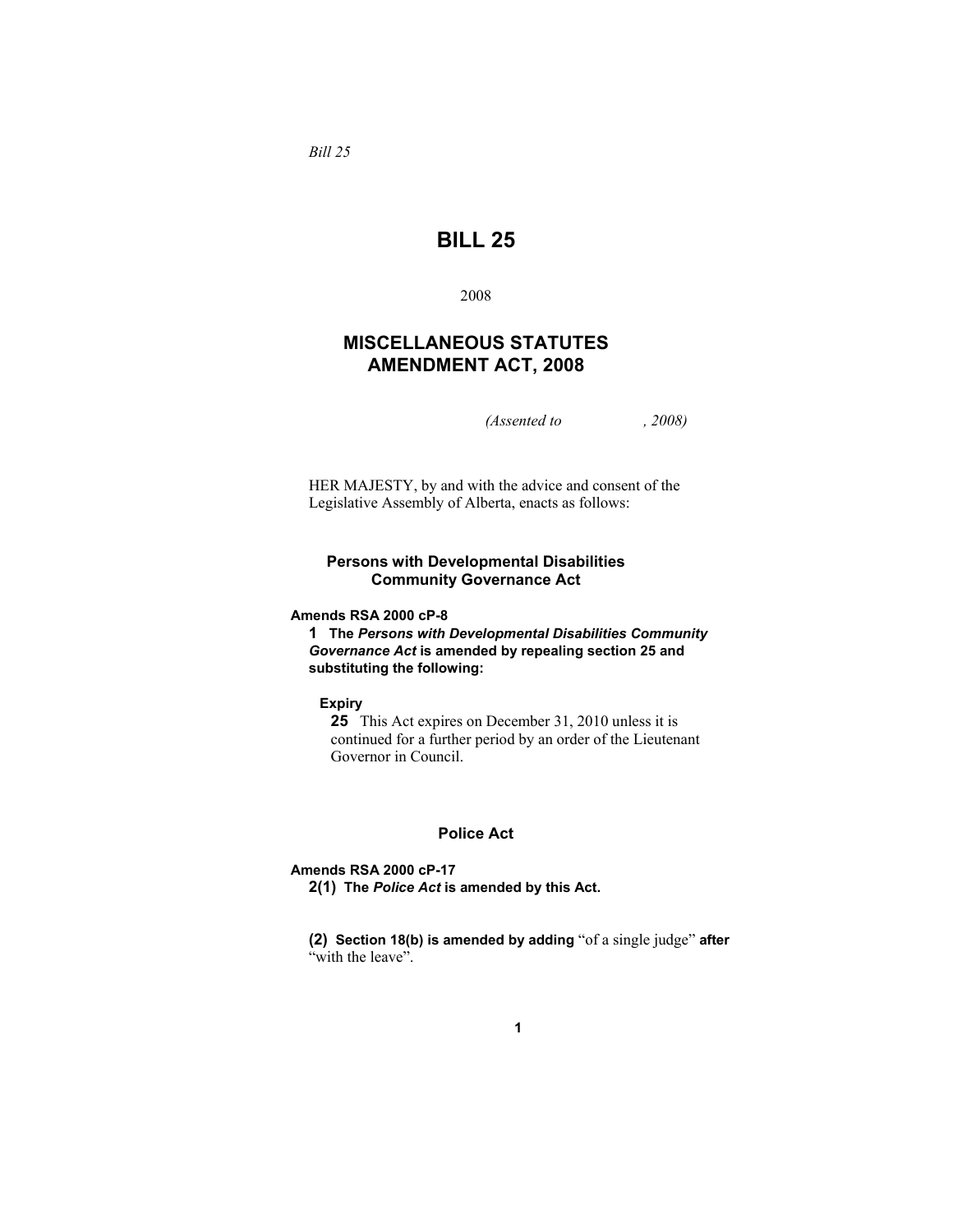*Bill 25*

# BILL 25

2008

## MISCELLANEOUS STATUTES AMENDMENT ACT, 2008

*(Assented to , 2008)*

HER MAJESTY, by and with the advice and consent of the Legislative Assembly of Alberta, enacts as follows:

### Persons with Developmental Disabilities Community Governance Act

**Amends RSA 2000 cP-8**

**1 The *Persons with Developmental Disabilities Community Governance Act* is amended by repealing section 25 and substituting the following:**

**Expiry**

**25** This Act expires on December 31, 2010 unless it is continued for a further period by an order of the Lieutenant Governor in Council.

### Police Act

**Amends RSA 2000 cP-17**

**2(1) The *Police Act* is amended by this Act.**

**(2) Section 18(b) is amended by adding** "of a single judge" **after** "with the leave".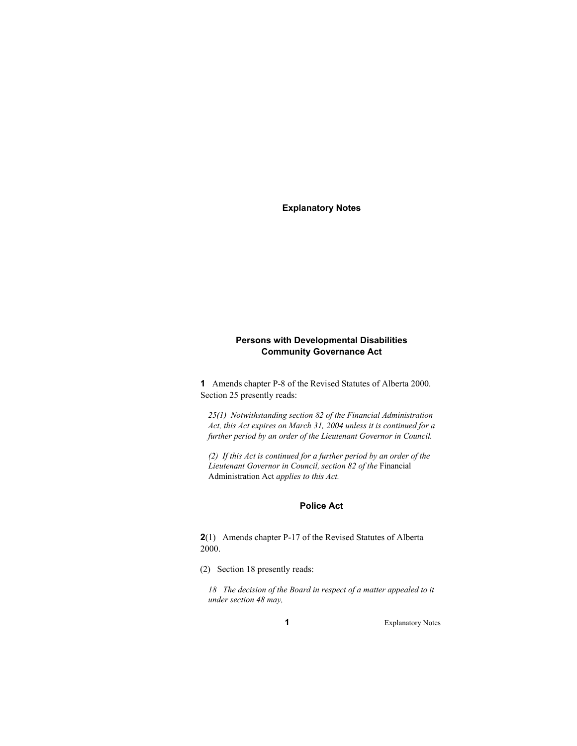# Explanatory Notes

## Persons with Developmental Disabilities Community Governance Act

**1** Amends chapter P-8 of the Revised Statutes of Alberta 2000. Section 25 presently reads:

> *25(1) Notwithstanding section 82 of the Financial Administration Act, this Act expires on March 31, 2004 unless it is continued for a further period by an order of the Lieutenant Governor in Council.*
>
> *(2) If this Act is continued for a further period by an order of the Lieutenant Governor in Council, section 82 of the* Financial Administration Act *applies to this Act.*

## Police Act

**2**(1) Amends chapter P-17 of the Revised Statutes of Alberta 2000.

(2) Section 18 presently reads:

> *18 The decision of the Board in respect of a matter appealed to it under section 48 may,*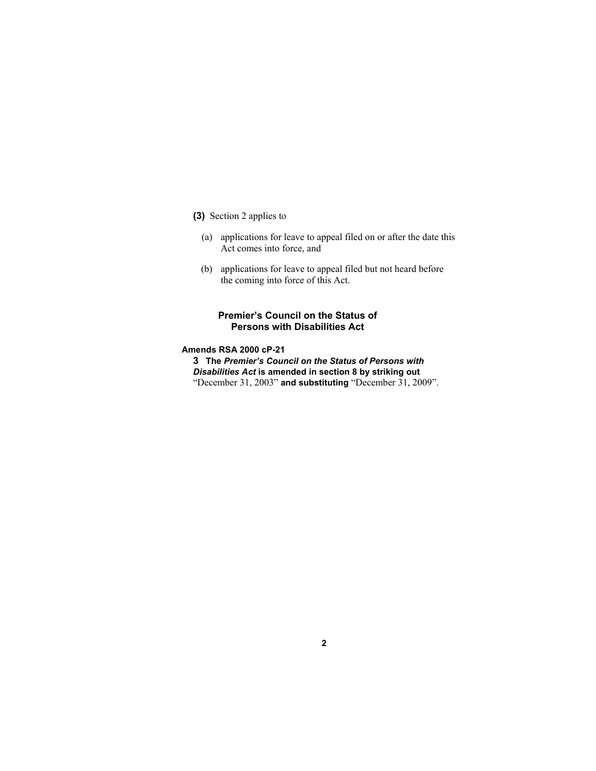**(3)** Section 2 applies to

(a) applications for leave to appeal filed on or after the date this Act comes into force, and

(b) applications for leave to appeal filed but not heard before the coming into force of this Act.

## Premier's Council on the Status of Persons with Disabilities Act

**Amends RSA 2000 cP-21**

**3 The *Premier's Council on the Status of Persons with Disabilities Act* is amended in section 8 by striking out** "December 31, 2003" **and substituting** "December 31, 2009".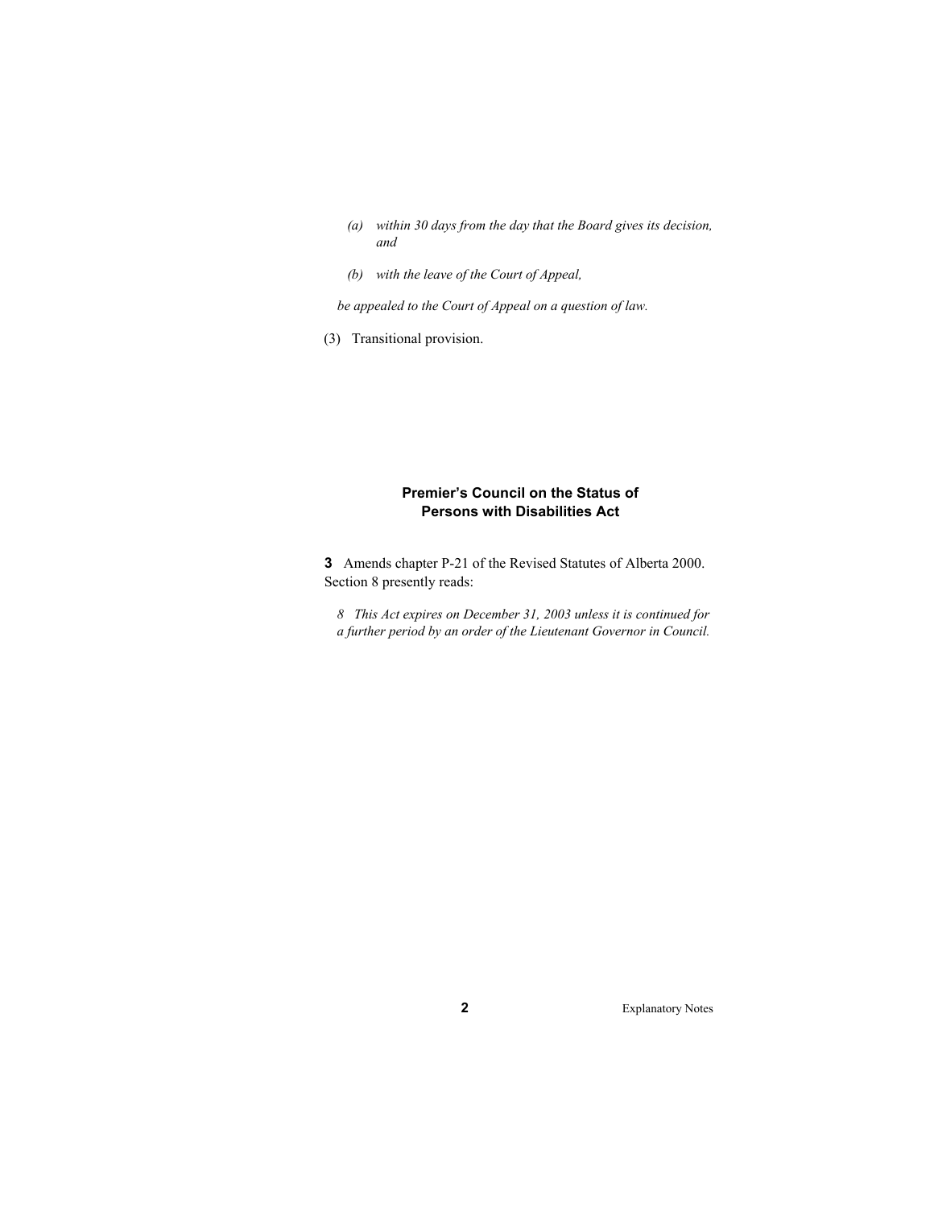*(a) within 30 days from the day that the Board gives its decision, and*

*(b) with the leave of the Court of Appeal,*

*be appealed to the Court of Appeal on a question of law.*

(3) Transitional provision.

## Premier's Council on the Status of Persons with Disabilities Act

**3** Amends chapter P-21 of the Revised Statutes of Alberta 2000. Section 8 presently reads:

*8 This Act expires on December 31, 2003 unless it is continued for a further period by an order of the Lieutenant Governor in Council.*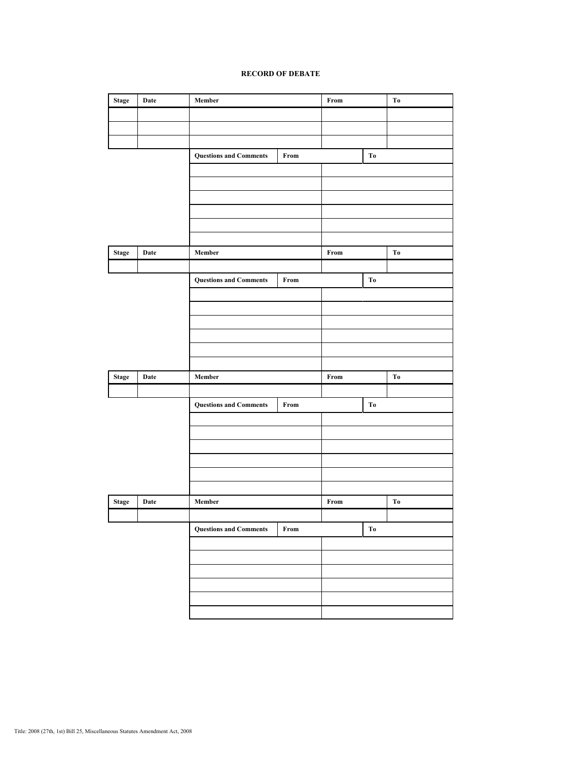**RECORD OF DEBATE**

| Stage | Date | Member | From | To |
|---|---|---|---|---|
| | | | | |
| | | | | |
| | | | | |

| Questions and Comments | From | To |
|---|---|---|
| | | |
| | | |
| | | |
| | | |
| | | |
| | | |

| Stage | Date | Member | From | To |
|---|---|---|---|---|
| | | | | |

| Questions and Comments | From | To |
|---|---|---|
| | | |
| | | |
| | | |
| | | |
| | | |
| | | |

| Stage | Date | Member | From | To |
|---|---|---|---|---|
| | | | | |

| Questions and Comments | From | To |
|---|---|---|
| | | |
| | | |
| | | |
| | | |
| | | |
| | | |

| Stage | Date | Member | From | To |
|---|---|---|---|---|
| | | | | |

| Questions and Comments | From | To |
|---|---|---|
| | | |
| | | |
| | | |
| | | |
| | | |
| | | |

Title: 2008 (27th, 1st) Bill 25, Miscellaneous Statutes Amendment Act, 2008